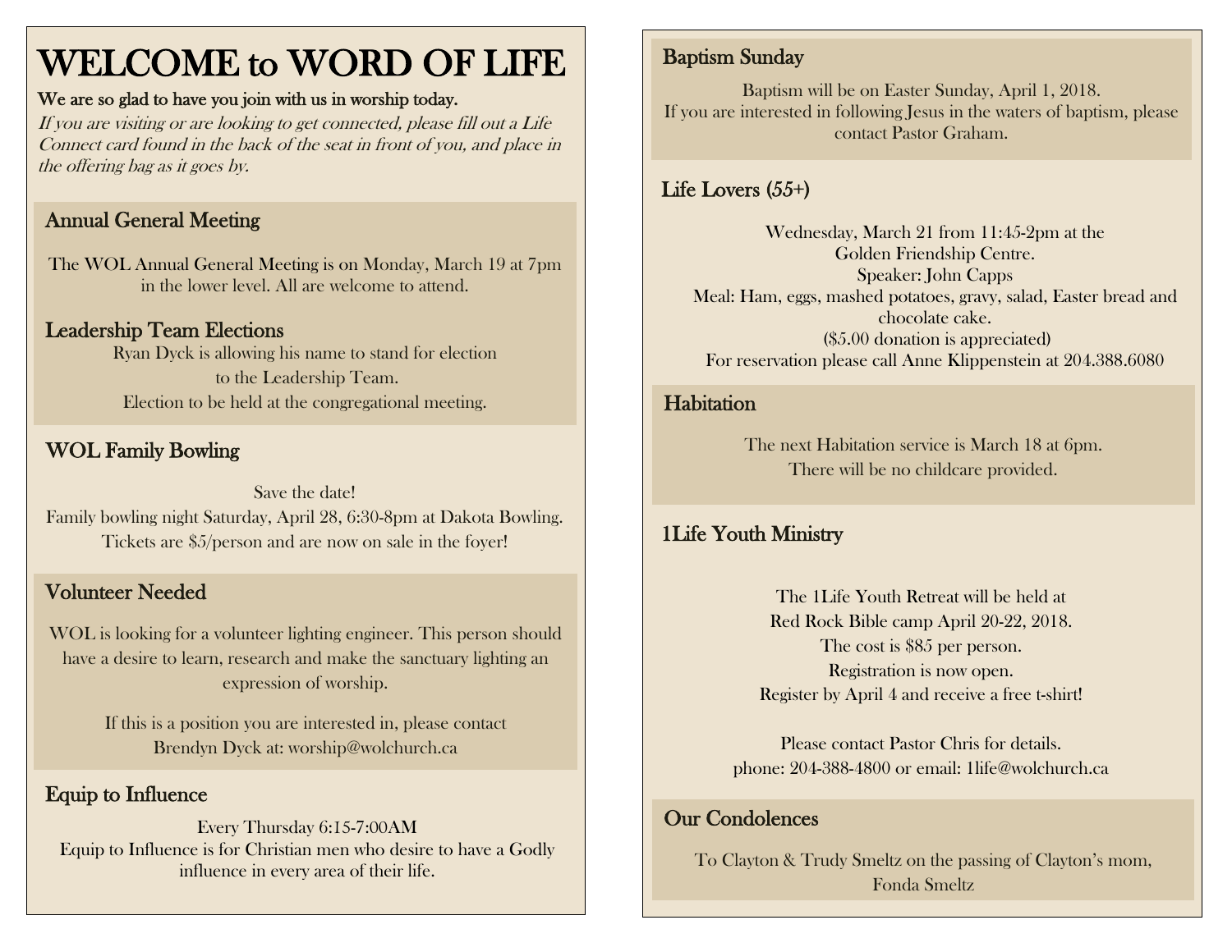# WELCOME to WORD OF LIFE

**We are so glad to have you join with us in worship today.**

*If you are visiting or are looking to get connected, please fill out a Life Connect card found in the back of the seat in front of you, and place in the offering bag as it goes by.*

## Annual General Meeting

The WOL Annual General Meeting is on Monday, March 19 at 7pm in the lower level. All are welcome to attend.

## Leadership Team Elections

Ryan Dyck is allowing his name to stand for election to the Leadership Team.
Election to be held at the congregational meeting.

## WOL Family Bowling

Save the date!
Family bowling night Saturday, April 28, 6:30-8pm at Dakota Bowling.
Tickets are $5/person and are now on sale in the foyer!

## Volunteer Needed

WOL is looking for a volunteer lighting engineer. This person should have a desire to learn, research and make the sanctuary lighting an expression of worship.

If this is a position you are interested in, please contact Brendyn Dyck at: worship@wolchurch.ca

## Equip to Influence

Every Thursday 6:15-7:00AM
Equip to Influence is for Christian men who desire to have a Godly influence in every area of their life.

## Baptism Sunday

Baptism will be on Easter Sunday, April 1, 2018.
If you are interested in following Jesus in the waters of baptism, please contact Pastor Graham.

## Life Lovers (55+)

Wednesday, March 21 from 11:45-2pm at the Golden Friendship Centre.
Speaker: John Capps
Meal: Ham, eggs, mashed potatoes, gravy, salad, Easter bread and chocolate cake.
($5.00 donation is appreciated)
For reservation please call Anne Klippenstein at 204.388.6080

## Habitation

The next Habitation service is March 18 at 6pm.
There will be no childcare provided.

## 1Life Youth Ministry

The 1Life Youth Retreat will be held at Red Rock Bible camp April 20-22, 2018.
The cost is $85 per person.
Registration is now open.
Register by April 4 and receive a free t-shirt!

Please contact Pastor Chris for details.
phone: 204-388-4800 or email: 1life@wolchurch.ca

## Our Condolences

To Clayton & Trudy Smeltz on the passing of Clayton's mom, Fonda Smeltz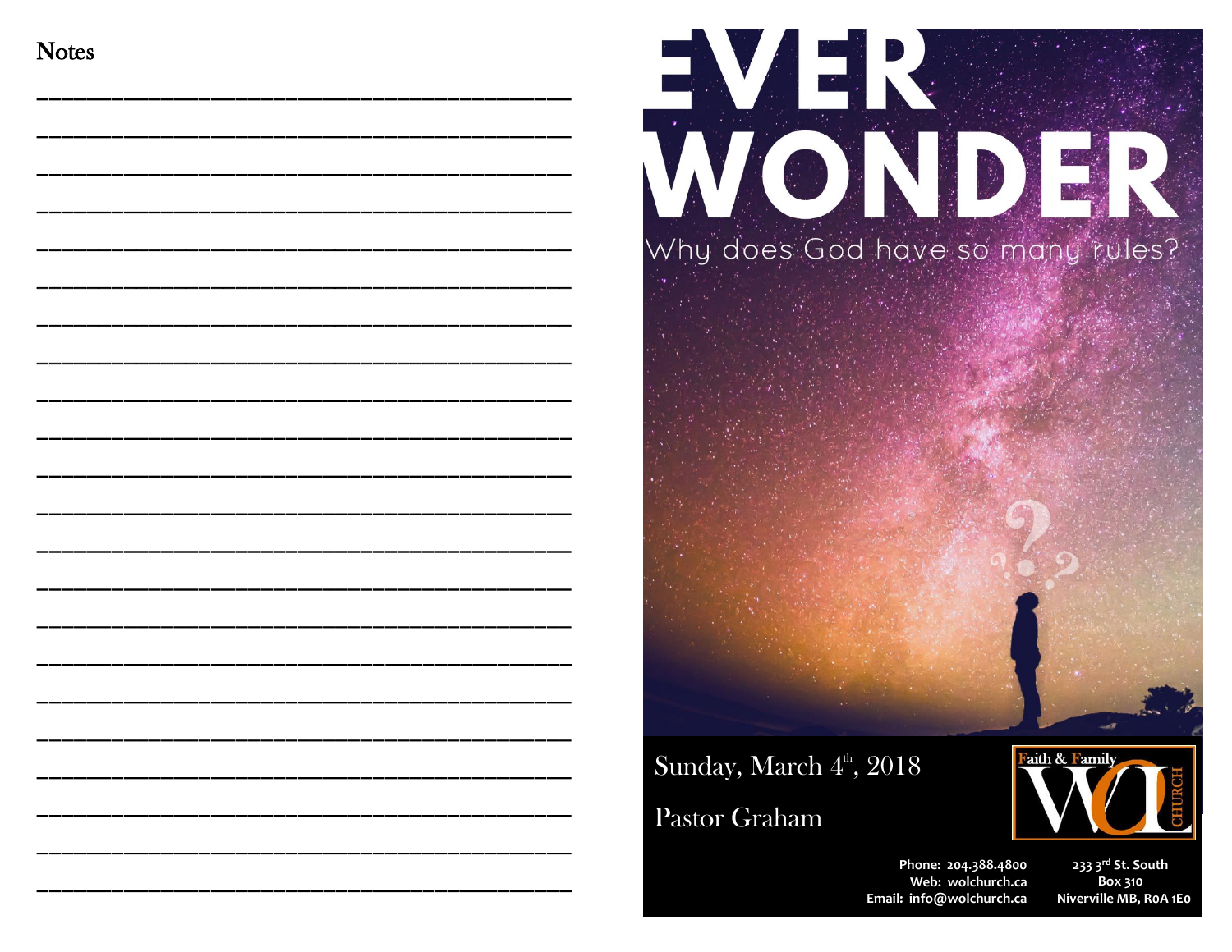## Notes

______________________________________________

______________________________________________

______________________________________________

______________________________________________

______________________________________________

______________________________________________

______________________________________________

______________________________________________

______________________________________________

______________________________________________

______________________________________________

______________________________________________

______________________________________________

______________________________________________

______________________________________________

______________________________________________

______________________________________________

______________________________________________

______________________________________________

______________________________________________

______________________________________________

# EVER WONDER

Why does God have so many rules?

Sunday, March 4th, 2018

Pastor Graham

Faith & Family WOL CHURCH

Phone: 204.388.4800
Web: wolchurch.ca
Email: info@wolchurch.ca

233 3rd St. South
Box 310
Niverville MB, R0A 1E0